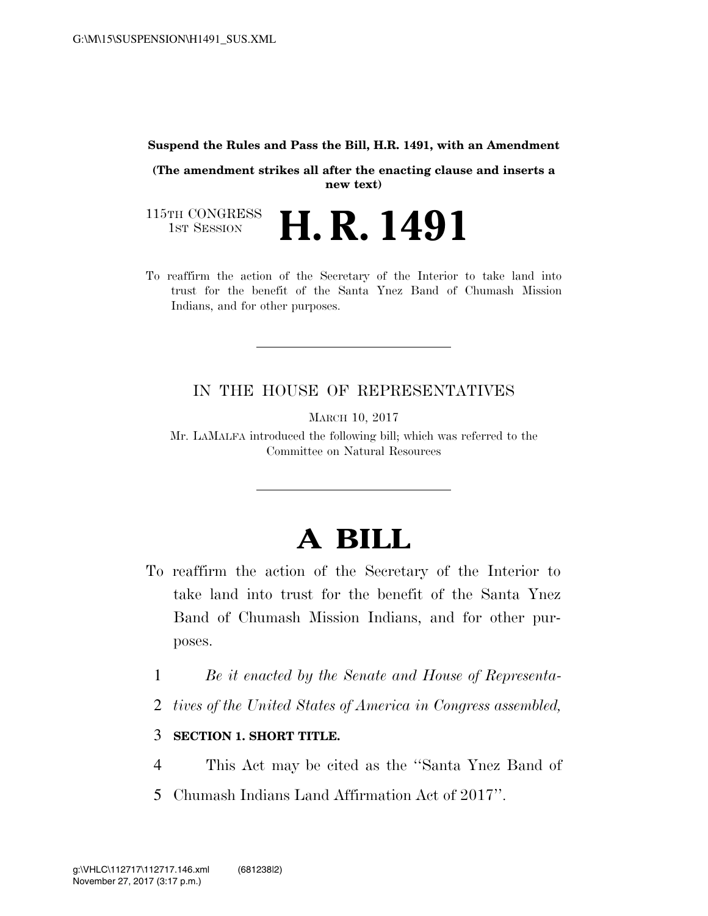**Suspend the Rules and Pass the Bill, H.R. 1491, with an Amendment**

**(The amendment strikes all after the enacting clause and inserts a new text)**

115TH CONGRESS
1ST SESSION

# H. R. 1491

To reaffirm the action of the Secretary of the Interior to take land into trust for the benefit of the Santa Ynez Band of Chumash Mission Indians, and for other purposes.

IN THE HOUSE OF REPRESENTATIVES

MARCH 10, 2017

Mr. LAMALFA introduced the following bill; which was referred to the Committee on Natural Resources

# A BILL

To reaffirm the action of the Secretary of the Interior to take land into trust for the benefit of the Santa Ynez Band of Chumash Mission Indians, and for other purposes.

1 *Be it enacted by the Senate and House of Representa-*
2 *tives of the United States of America in Congress assembled,*

3 **SECTION 1. SHORT TITLE.**

4 This Act may be cited as the ''Santa Ynez Band of
5 Chumash Indians Land Affirmation Act of 2017''.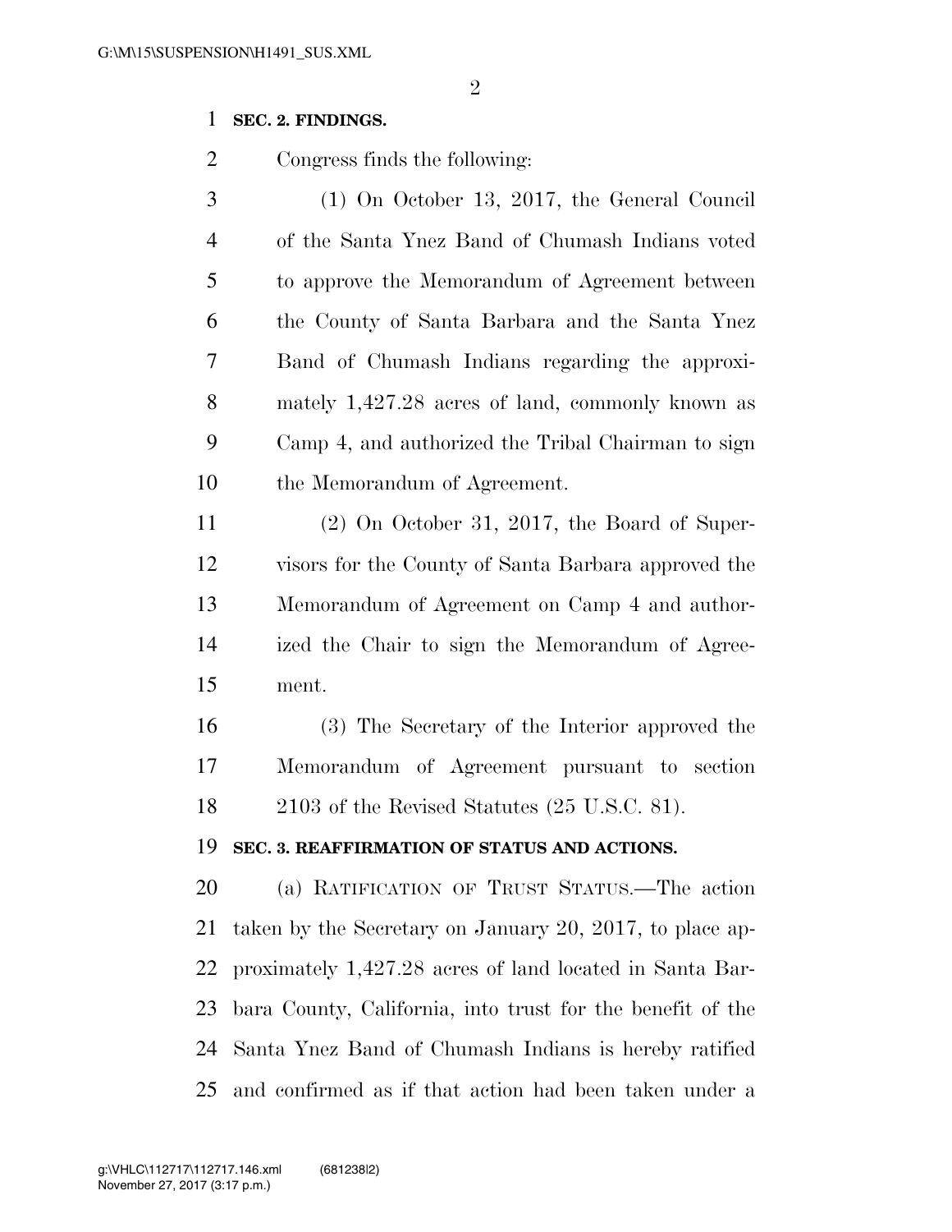## SEC. 2. FINDINGS.

Congress finds the following:

(1) On October 13, 2017, the General Council of the Santa Ynez Band of Chumash Indians voted to approve the Memorandum of Agreement between the County of Santa Barbara and the Santa Ynez Band of Chumash Indians regarding the approximately 1,427.28 acres of land, commonly known as Camp 4, and authorized the Tribal Chairman to sign the Memorandum of Agreement.

(2) On October 31, 2017, the Board of Supervisors for the County of Santa Barbara approved the Memorandum of Agreement on Camp 4 and authorized the Chair to sign the Memorandum of Agreement.

(3) The Secretary of the Interior approved the Memorandum of Agreement pursuant to section 2103 of the Revised Statutes (25 U.S.C. 81).

## SEC. 3. REAFFIRMATION OF STATUS AND ACTIONS.

(a) RATIFICATION OF TRUST STATUS.—The action taken by the Secretary on January 20, 2017, to place approximately 1,427.28 acres of land located in Santa Barbara County, California, into trust for the benefit of the Santa Ynez Band of Chumash Indians is hereby ratified and confirmed as if that action had been taken under a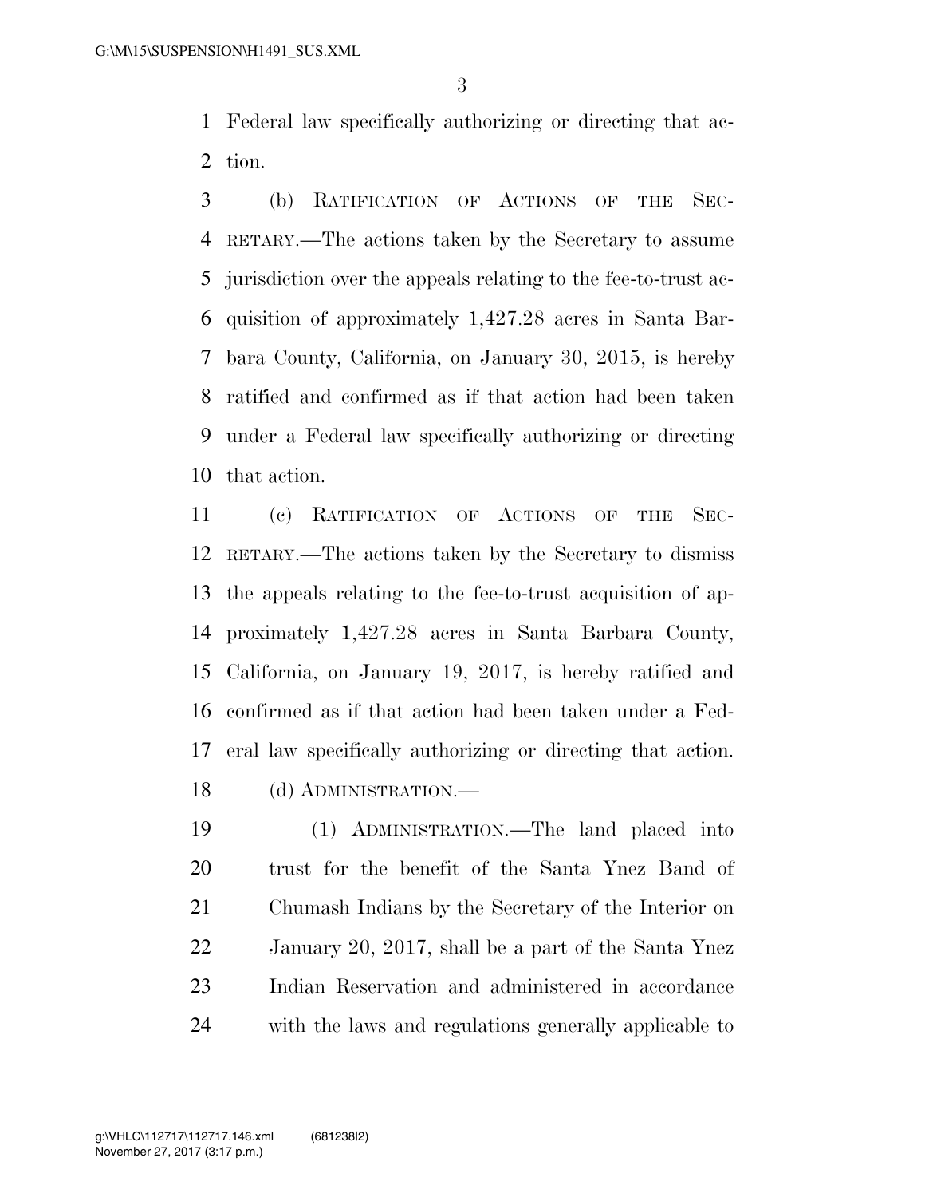Federal law specifically authorizing or directing that action.

(b) RATIFICATION OF ACTIONS OF THE SECRETARY.—The actions taken by the Secretary to assume jurisdiction over the appeals relating to the fee-to-trust acquisition of approximately 1,427.28 acres in Santa Barbara County, California, on January 30, 2015, is hereby ratified and confirmed as if that action had been taken under a Federal law specifically authorizing or directing that action.

(c) RATIFICATION OF ACTIONS OF THE SECRETARY.—The actions taken by the Secretary to dismiss the appeals relating to the fee-to-trust acquisition of approximately 1,427.28 acres in Santa Barbara County, California, on January 19, 2017, is hereby ratified and confirmed as if that action had been taken under a Federal law specifically authorizing or directing that action.

(d) ADMINISTRATION.—

(1) ADMINISTRATION.—The land placed into trust for the benefit of the Santa Ynez Band of Chumash Indians by the Secretary of the Interior on January 20, 2017, shall be a part of the Santa Ynez Indian Reservation and administered in accordance with the laws and regulations generally applicable to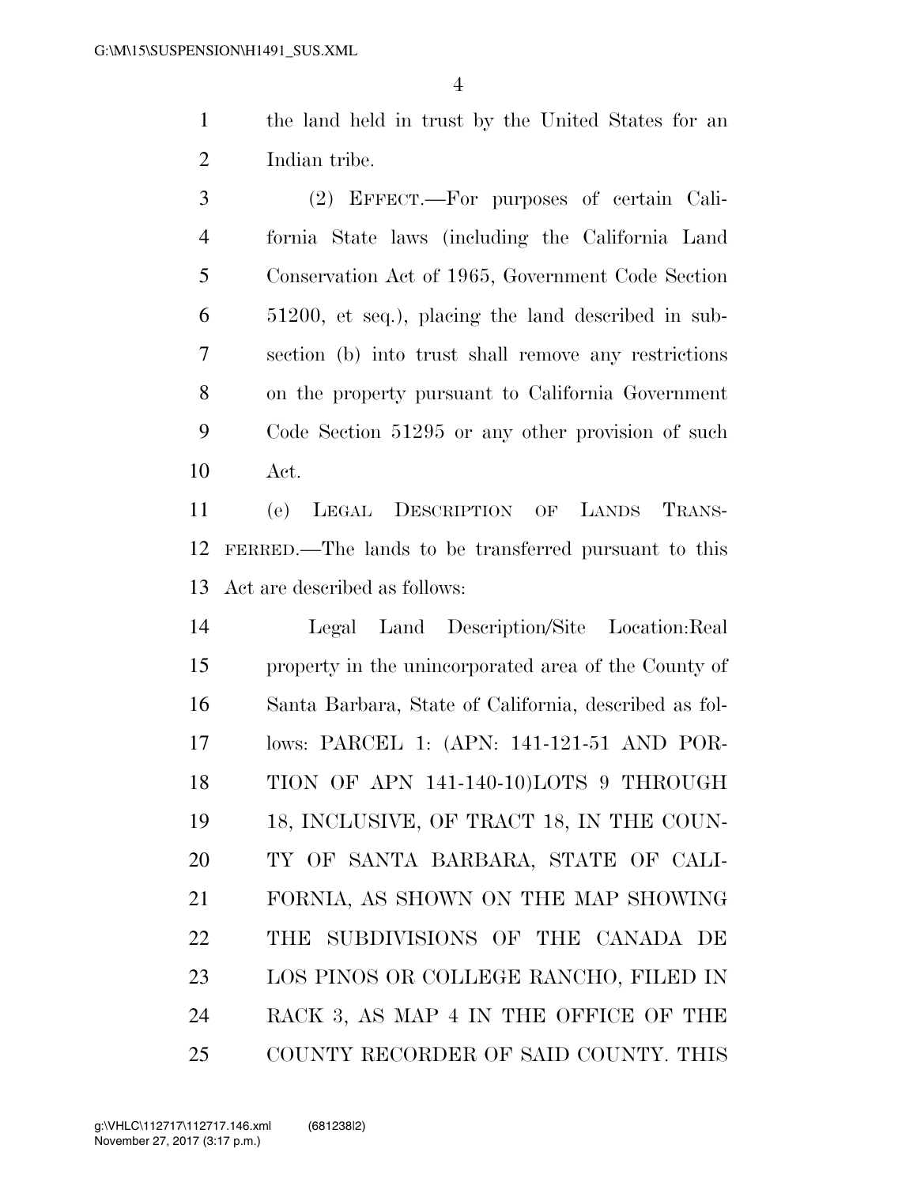the land held in trust by the United States for an Indian tribe.

(2) EFFECT.—For purposes of certain California State laws (including the California Land Conservation Act of 1965, Government Code Section 51200, et seq.), placing the land described in subsection (b) into trust shall remove any restrictions on the property pursuant to California Government Code Section 51295 or any other provision of such Act.

(e) LEGAL DESCRIPTION OF LANDS TRANSFERRED.—The lands to be transferred pursuant to this Act are described as follows:

Legal Land Description/Site Location:Real property in the unincorporated area of the County of Santa Barbara, State of California, described as follows: PARCEL 1: (APN: 141-121-51 AND PORTION OF APN 141-140-10)LOTS 9 THROUGH 18, INCLUSIVE, OF TRACT 18, IN THE COUNTY OF SANTA BARBARA, STATE OF CALIFORNIA, AS SHOWN ON THE MAP SHOWING THE SUBDIVISIONS OF THE CANADA DE LOS PINOS OR COLLEGE RANCHO, FILED IN RACK 3, AS MAP 4 IN THE OFFICE OF THE COUNTY RECORDER OF SAID COUNTY. THIS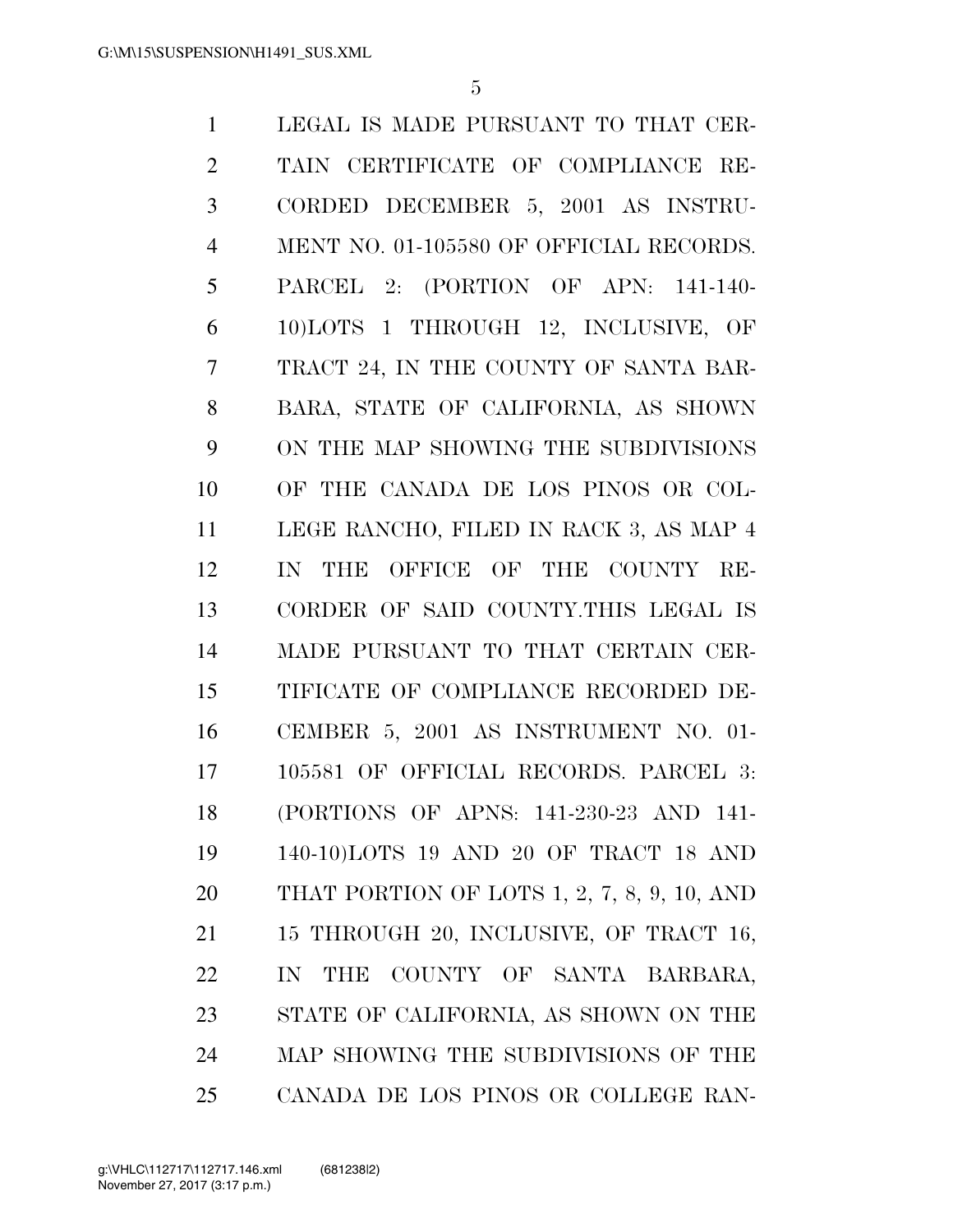LEGAL IS MADE PURSUANT TO THAT CERTAIN CERTIFICATE OF COMPLIANCE RECORDED DECEMBER 5, 2001 AS INSTRUMENT NO. 01-105580 OF OFFICIAL RECORDS. PARCEL 2: (PORTION OF APN: 141-140-10)LOTS 1 THROUGH 12, INCLUSIVE, OF TRACT 24, IN THE COUNTY OF SANTA BARBARA, STATE OF CALIFORNIA, AS SHOWN ON THE MAP SHOWING THE SUBDIVISIONS OF THE CANADA DE LOS PINOS OR COLLEGE RANCHO, FILED IN RACK 3, AS MAP 4 IN THE OFFICE OF THE COUNTY RECORDER OF SAID COUNTY.THIS LEGAL IS MADE PURSUANT TO THAT CERTAIN CERTIFICATE OF COMPLIANCE RECORDED DECEMBER 5, 2001 AS INSTRUMENT NO. 01-105581 OF OFFICIAL RECORDS. PARCEL 3: (PORTIONS OF APNS: 141-230-23 AND 141-140-10)LOTS 19 AND 20 OF TRACT 18 AND THAT PORTION OF LOTS 1, 2, 7, 8, 9, 10, AND 15 THROUGH 20, INCLUSIVE, OF TRACT 16, IN THE COUNTY OF SANTA BARBARA, STATE OF CALIFORNIA, AS SHOWN ON THE MAP SHOWING THE SUBDIVISIONS OF THE CANADA DE LOS PINOS OR COLLEGE RAN-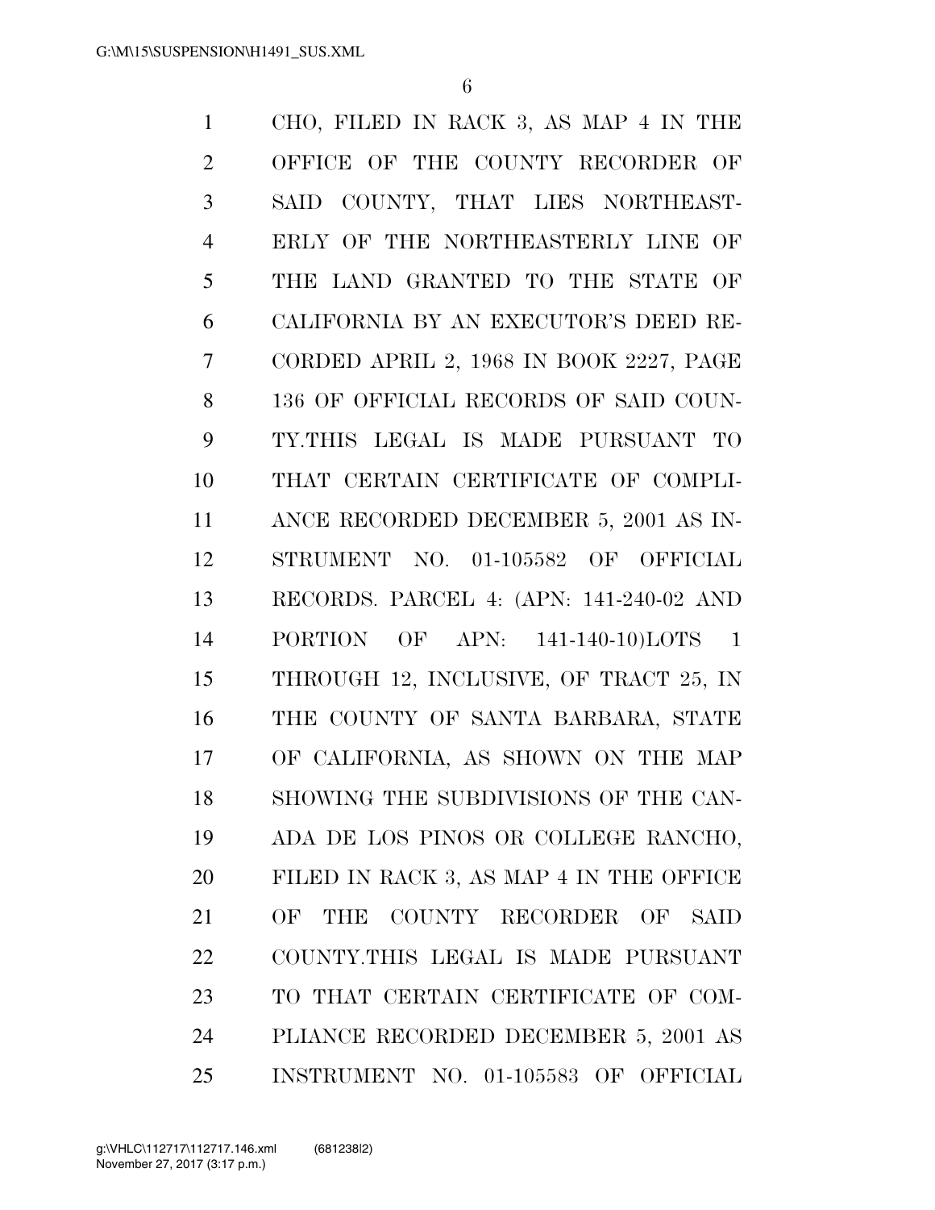CHO, FILED IN RACK 3, AS MAP 4 IN THE OFFICE OF THE COUNTY RECORDER OF SAID COUNTY, THAT LIES NORTHEASTERLY OF THE NORTHEASTERLY LINE OF THE LAND GRANTED TO THE STATE OF CALIFORNIA BY AN EXECUTOR'S DEED RECORDED APRIL 2, 1968 IN BOOK 2227, PAGE 136 OF OFFICIAL RECORDS OF SAID COUNTY.THIS LEGAL IS MADE PURSUANT TO THAT CERTAIN CERTIFICATE OF COMPLIANCE RECORDED DECEMBER 5, 2001 AS INSTRUMENT NO. 01-105582 OF OFFICIAL RECORDS. PARCEL 4: (APN: 141-240-02 AND PORTION OF APN: 141-140-10)LOTS 1 THROUGH 12, INCLUSIVE, OF TRACT 25, IN THE COUNTY OF SANTA BARBARA, STATE OF CALIFORNIA, AS SHOWN ON THE MAP SHOWING THE SUBDIVISIONS OF THE CANADA DE LOS PINOS OR COLLEGE RANCHO, FILED IN RACK 3, AS MAP 4 IN THE OFFICE OF THE COUNTY RECORDER OF SAID COUNTY.THIS LEGAL IS MADE PURSUANT TO THAT CERTAIN CERTIFICATE OF COMPLIANCE RECORDED DECEMBER 5, 2001 AS INSTRUMENT NO. 01-105583 OF OFFICIAL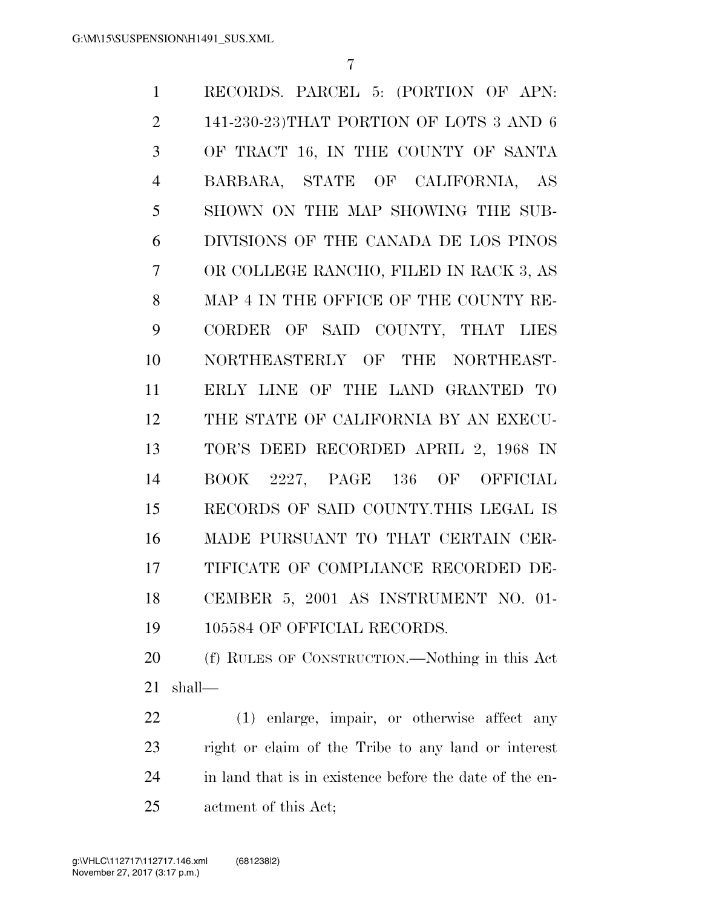RECORDS. PARCEL 5: (PORTION OF APN: 141-230-23)THAT PORTION OF LOTS 3 AND 6 OF TRACT 16, IN THE COUNTY OF SANTA BARBARA, STATE OF CALIFORNIA, AS SHOWN ON THE MAP SHOWING THE SUBDIVISIONS OF THE CANADA DE LOS PINOS OR COLLEGE RANCHO, FILED IN RACK 3, AS MAP 4 IN THE OFFICE OF THE COUNTY RECORDER OF SAID COUNTY, THAT LIES NORTHEASTERLY OF THE NORTHEASTERLY LINE OF THE LAND GRANTED TO THE STATE OF CALIFORNIA BY AN EXECUTOR'S DEED RECORDED APRIL 2, 1968 IN BOOK 2227, PAGE 136 OF OFFICIAL RECORDS OF SAID COUNTY.THIS LEGAL IS MADE PURSUANT TO THAT CERTAIN CERTIFICATE OF COMPLIANCE RECORDED DECEMBER 5, 2001 AS INSTRUMENT NO. 01-105584 OF OFFICIAL RECORDS.

(f) RULES OF CONSTRUCTION.—Nothing in this Act shall—

(1) enlarge, impair, or otherwise affect any right or claim of the Tribe to any land or interest in land that is in existence before the date of the enactment of this Act;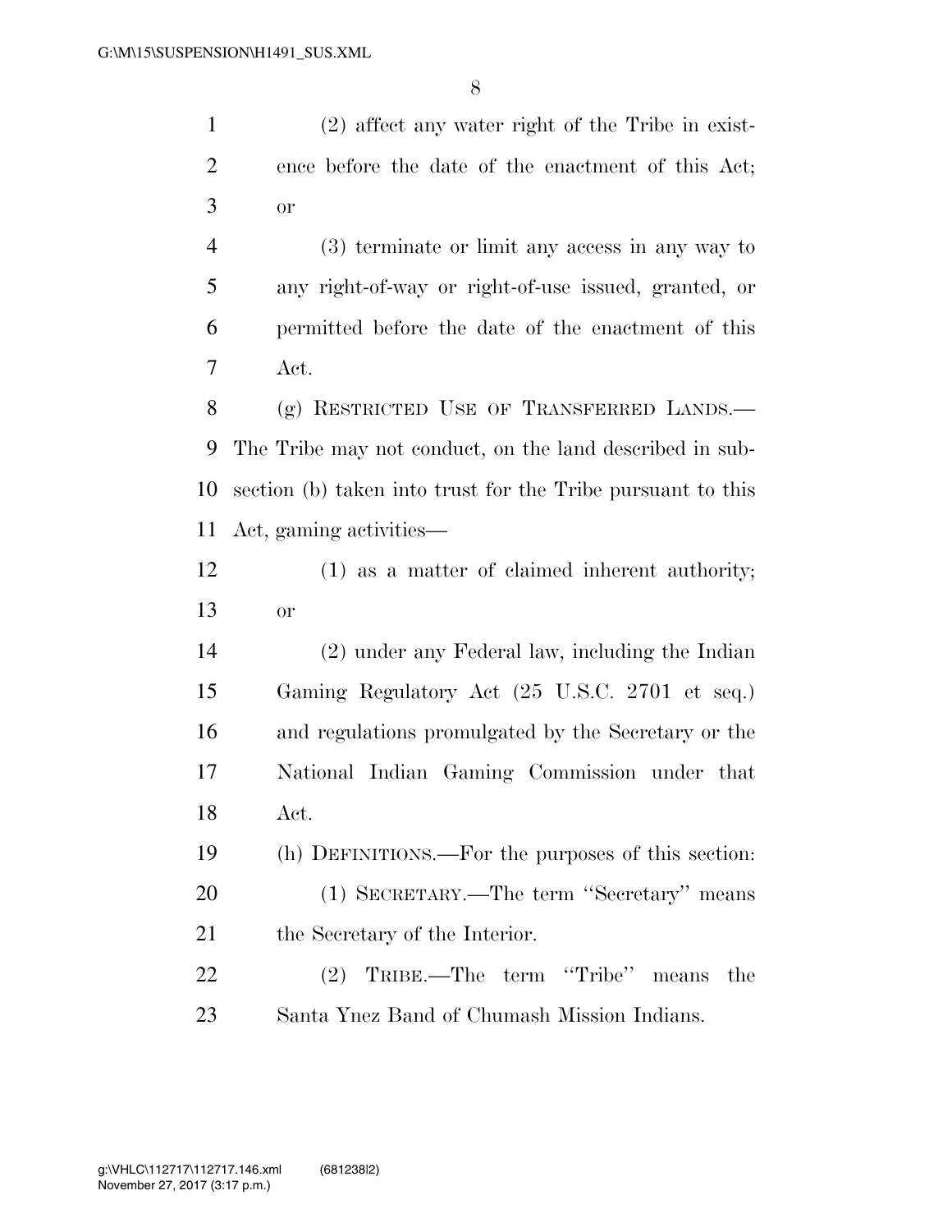(2) affect any water right of the Tribe in existence before the date of the enactment of this Act; or

(3) terminate or limit any access in any way to any right-of-way or right-of-use issued, granted, or permitted before the date of the enactment of this Act.

(g) RESTRICTED USE OF TRANSFERRED LANDS.—The Tribe may not conduct, on the land described in subsection (b) taken into trust for the Tribe pursuant to this Act, gaming activities—

(1) as a matter of claimed inherent authority; or

(2) under any Federal law, including the Indian Gaming Regulatory Act (25 U.S.C. 2701 et seq.) and regulations promulgated by the Secretary or the National Indian Gaming Commission under that Act.

(h) DEFINITIONS.—For the purposes of this section:

(1) SECRETARY.—The term ''Secretary'' means the Secretary of the Interior.

(2) TRIBE.—The term ''Tribe'' means the Santa Ynez Band of Chumash Mission Indians.